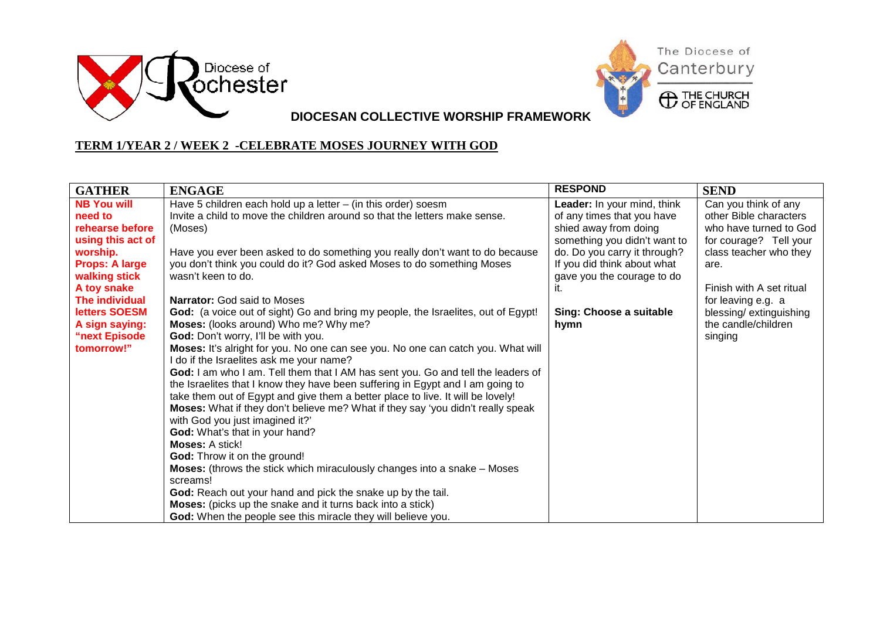Diocese of Rochester

The Diocese of Canterbury

THE CHURCH OF ENGLAND

**DIOCESAN COLLECTIVE WORSHIP FRAMEWORK**

## TERM 1/YEAR 2 / WEEK 2 -CELEBRATE MOSES JOURNEY WITH GOD

| GATHER | ENGAGE | RESPOND | SEND |
|---|---|---|---|
| **NB You will need to rehearse before using this act of worship.**<br>**Props: A large walking stick**<br>**A toy snake**<br>**The individual letters SOESM**<br>**A sign saying: "next Episode tomorrow!"** | Have 5 children each hold up a letter – (in this order) soesm<br>Invite a child to move the children around so that the letters make sense. (Moses)<br><br>Have you ever been asked to do something you really don't want to do because you don't think you could do it? God asked Moses to do something Moses wasn't keen to do.<br><br>**Narrator:** God said to Moses<br>**God:** (a voice out of sight) Go and bring my people, the Israelites, out of Egypt!<br>**Moses:** (looks around) Who me? Why me?<br>**God:** Don't worry, I'll be with you.<br>**Moses:** It's alright for you. No one can see you. No one can catch you. What will I do if the Israelites ask me your name?<br>**God:** I am who I am. Tell them that I AM has sent you. Go and tell the leaders of the Israelites that I know they have been suffering in Egypt and I am going to take them out of Egypt and give them a better place to live. It will be lovely!<br>**Moses:** What if they don't believe me? What if they say 'you didn't really speak with God you just imagined it?'<br>**God:** What's that in your hand?<br>**Moses:** A stick!<br>**God:** Throw it on the ground!<br>**Moses:** (throws the stick which miraculously changes into a snake – Moses screams!<br>**God:** Reach out your hand and pick the snake up by the tail.<br>**Moses:** (picks up the snake and it turns back into a stick)<br>**God:** When the people see this miracle they will believe you. | **Leader:** In your mind, think of any times that you have shied away from doing something you didn't want to do. Do you carry it through? If you did think about what gave you the courage to do it.<br><br>**Sing: Choose a suitable hymn** | Can you think of any other Bible characters who have turned to God for courage? Tell your class teacher who they are.<br><br>Finish with A set ritual for leaving e.g. a blessing/ extinguishing the candle/children singing |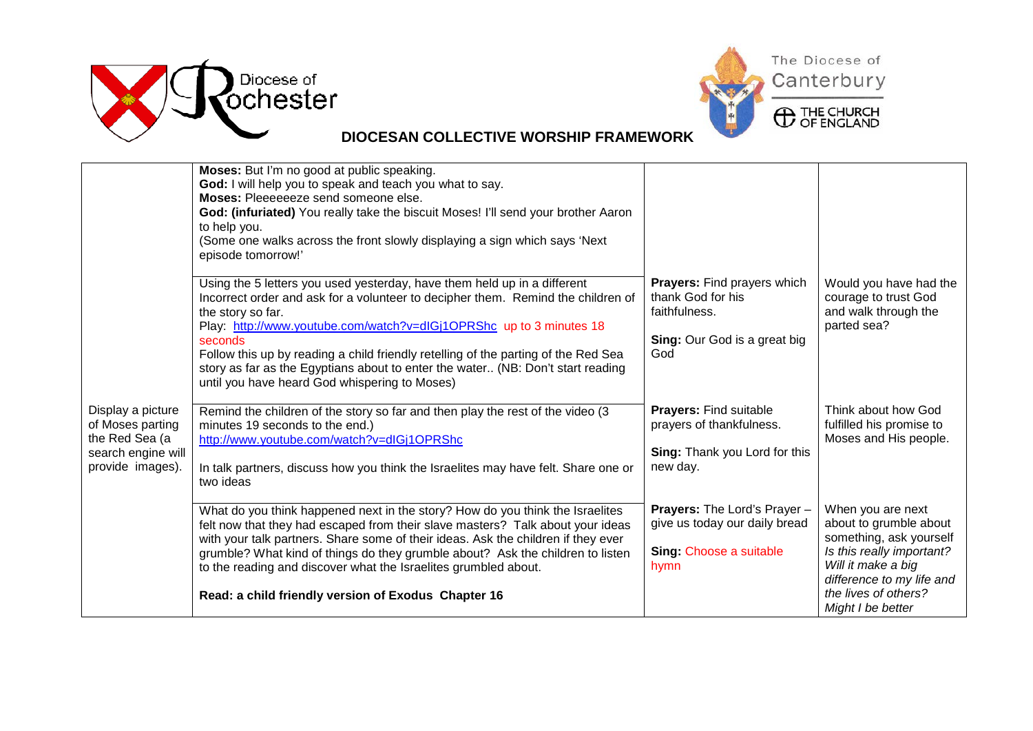**DIOCESAN COLLECTIVE WORSHIP FRAMEWORK**

| | | | |
|---|---|---|---|
| | **Moses:** But I'm no good at public speaking.<br>**God:** I will help you to speak and teach you what to say.<br>**Moses:** Pleeeeeeze send someone else.<br>**God: (infuriated)** You really take the biscuit Moses! I'll send your brother Aaron to help you.<br>(Some one walks across the front slowly displaying a sign which says 'Next episode tomorrow!' | | |
| | Using the 5 letters you used yesterday, have them held up in a different Incorrect order and ask for a volunteer to decipher them. Remind the children of the story so far.<br>Play: http://www.youtube.com/watch?v=dIGj1OPRShc up to 3 minutes 18 seconds<br>Follow this up by reading a child friendly retelling of the parting of the Red Sea story as far as the Egyptians about to enter the water.. (NB: Don't start reading until you have heard God whispering to Moses) | **Prayers:** Find prayers which thank God for his faithfulness.<br><br>**Sing:** Our God is a great big God | Would you have had the courage to trust God and walk through the parted sea? |
| Display a picture of Moses parting the Red Sea (a search engine will provide images). | Remind the children of the story so far and then play the rest of the video (3 minutes 19 seconds to the end.)<br>http://www.youtube.com/watch?v=dIGj1OPRShc<br><br>In talk partners, discuss how you think the Israelites may have felt. Share one or two ideas | **Prayers:** Find suitable prayers of thankfulness.<br><br>**Sing:** Thank you Lord for this new day. | Think about how God fulfilled his promise to Moses and His people. |
| | What do you think happened next in the story? How do you think the Israelites felt now that they had escaped from their slave masters? Talk about your ideas with your talk partners. Share some of their ideas. Ask the children if they ever grumble? What kind of things do they grumble about? Ask the children to listen to the reading and discover what the Israelites grumbled about.<br><br>**Read: a child friendly version of Exodus Chapter 16** | **Prayers:** The Lord's Prayer – give us today our daily bread<br><br>**Sing:** Choose a suitable hymn | When you are next about to grumble about something, ask yourself *Is this really important? Will it make a big difference to my life and the lives of others? Might I be better* |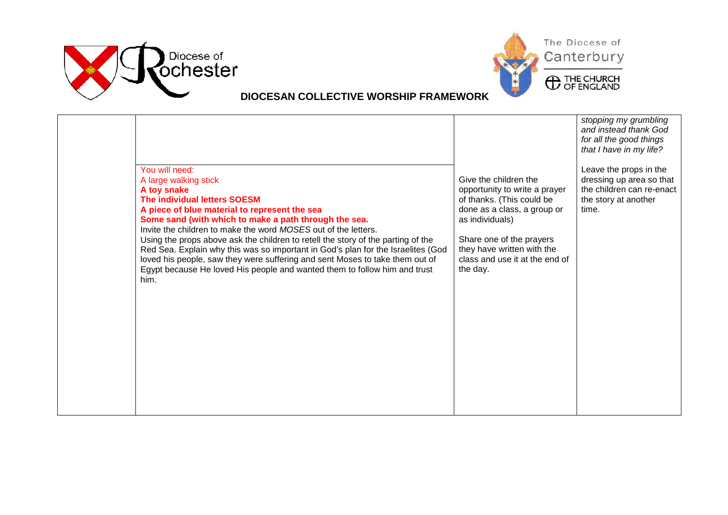**DIOCESAN COLLECTIVE WORSHIP FRAMEWORK**

| | | | |
|---|---|---|---|
| | | | *stopping my grumbling and instead thank God for all the good things that I have in my life?* |
| | You will need:<br>A large walking stick<br>**A toy snake**<br>**The individual letters SOESM**<br>**A piece of blue material to represent the sea**<br>**Some sand (with which to make a path through the sea.**<br>Invite the children to make the word *MOSES* out of the letters.<br>Using the props above ask the children to retell the story of the parting of the Red Sea. Explain why this was so important in God's plan for the Israelites (God loved his people, saw they were suffering and sent Moses to take them out of Egypt because He loved His people and wanted them to follow him and trust him. | Give the children the opportunity to write a prayer of thanks. (This could be done as a class, a group or as individuals)<br><br>Share one of the prayers they have written with the class and use it at the end of the day. | Leave the props in the dressing up area so that the children can re-enact the story at another time. |